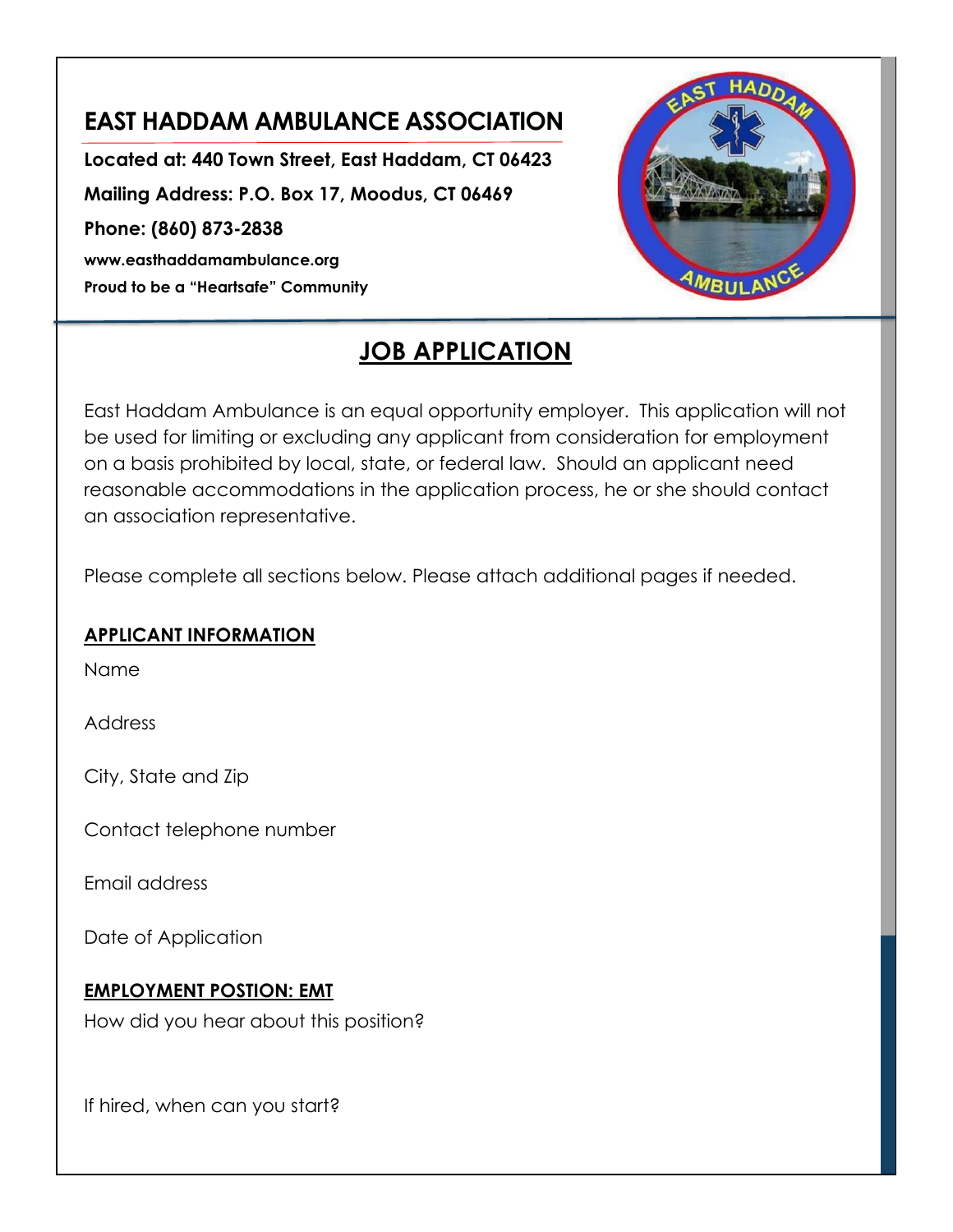# EAST HADDAM AMBULANCE ASSOCIATION

**Located at: 440 Town Street, East Haddam, CT 06423**

**Mailing Address: P.O. Box 17, Moodus, CT 06469**

**Phone: (860) 873-2838**

**www.easthaddamambulance.org**

**Proud to be a "Heartsafe" Community**

## JOB APPLICATION

East Haddam Ambulance is an equal opportunity employer. This application will not be used for limiting or excluding any applicant from consideration for employment on a basis prohibited by local, state, or federal law. Should an applicant need reasonable accommodations in the application process, he or she should contact an association representative.

Please complete all sections below. Please attach additional pages if needed.

### APPLICANT INFORMATION

Name

Address

City, State and Zip

Contact telephone number

Email address

Date of Application

### EMPLOYMENT POSTION: EMT

How did you hear about this position?

If hired, when can you start?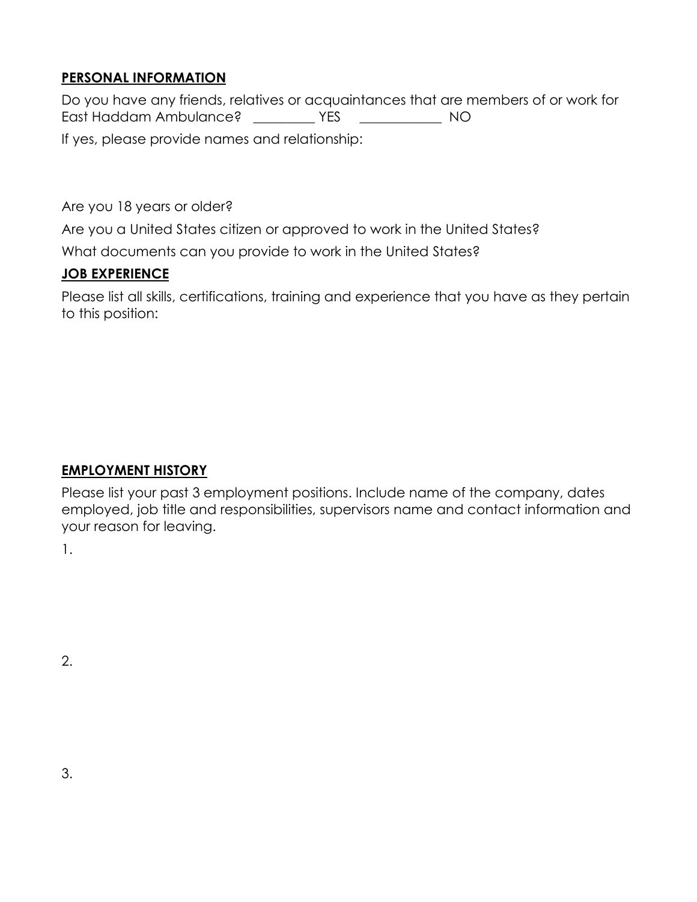**PERSONAL INFORMATION**

Do you have any friends, relatives or acquaintances that are members of or work for East Haddam Ambulance? _________ YES ____________ NO

If yes, please provide names and relationship:

Are you 18 years or older?

Are you a United States citizen or approved to work in the United States?

What documents can you provide to work in the United States?

**JOB EXPERIENCE**

Please list all skills, certifications, training and experience that you have as they pertain to this position:

**EMPLOYMENT HISTORY**

Please list your past 3 employment positions. Include name of the company, dates employed, job title and responsibilities, supervisors name and contact information and your reason for leaving.

1.

2.

3.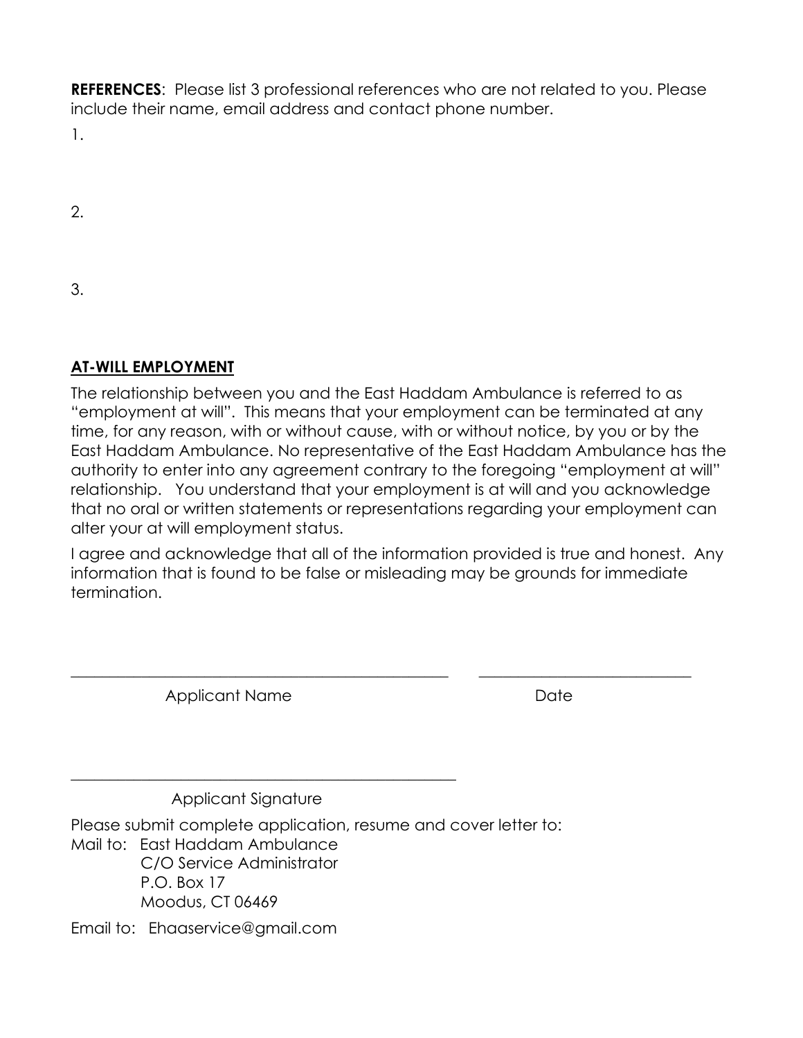**REFERENCES**: Please list 3 professional references who are not related to you. Please include their name, email address and contact phone number.

1.

2.

3.

**AT-WILL EMPLOYMENT**

The relationship between you and the East Haddam Ambulance is referred to as "employment at will". This means that your employment can be terminated at any time, for any reason, with or without cause, with or without notice, by you or by the East Haddam Ambulance. No representative of the East Haddam Ambulance has the authority to enter into any agreement contrary to the foregoing "employment at will" relationship. You understand that your employment is at will and you acknowledge that no oral or written statements or representations regarding your employment can alter your at will employment status.

I agree and acknowledge that all of the information provided is true and honest. Any information that is found to be false or misleading may be grounds for immediate termination.

_______________________________________________ _______________________

Applicant Name Date

_______________________________________________

Applicant Signature

Please submit complete application, resume and cover letter to:

Mail to: East Haddam Ambulance
C/O Service Administrator
P.O. Box 17
Moodus, CT 06469

Email to: Ehaaservice@gmail.com